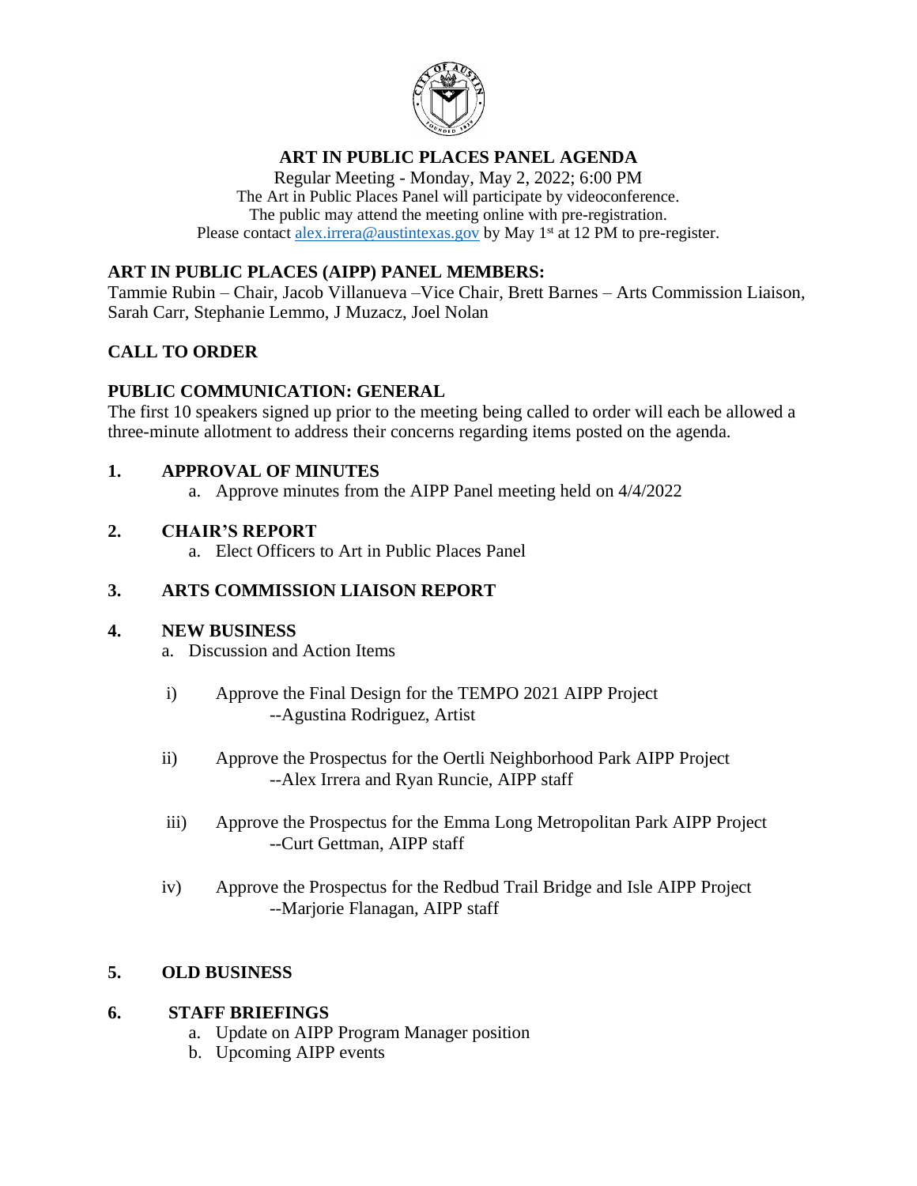# ART IN PUBLIC PLACES PANEL AGENDA

Regular Meeting - Monday, May 2, 2022; 6:00 PM
The Art in Public Places Panel will participate by videoconference.
The public may attend the meeting online with pre-registration.
Please contact alex.irrera@austintexas.gov by May 1st at 12 PM to pre-register.

## ART IN PUBLIC PLACES (AIPP) PANEL MEMBERS:

Tammie Rubin – Chair, Jacob Villanueva –Vice Chair, Brett Barnes – Arts Commission Liaison, Sarah Carr, Stephanie Lemmo, J Muzacz, Joel Nolan

## CALL TO ORDER

## PUBLIC COMMUNICATION: GENERAL

The first 10 speakers signed up prior to the meeting being called to order will each be allowed a three-minute allotment to address their concerns regarding items posted on the agenda.

## 1. APPROVAL OF MINUTES

a. Approve minutes from the AIPP Panel meeting held on 4/4/2022

## 2. CHAIR'S REPORT

a. Elect Officers to Art in Public Places Panel

## 3. ARTS COMMISSION LIAISON REPORT

## 4. NEW BUSINESS

a. Discussion and Action Items

i) Approve the Final Design for the TEMPO 2021 AIPP Project
--Agustina Rodriguez, Artist

ii) Approve the Prospectus for the Oertli Neighborhood Park AIPP Project
--Alex Irrera and Ryan Runcie, AIPP staff

iii) Approve the Prospectus for the Emma Long Metropolitan Park AIPP Project
--Curt Gettman, AIPP staff

iv) Approve the Prospectus for the Redbud Trail Bridge and Isle AIPP Project
--Marjorie Flanagan, AIPP staff

## 5. OLD BUSINESS

## 6. STAFF BRIEFINGS

a. Update on AIPP Program Manager position
b. Upcoming AIPP events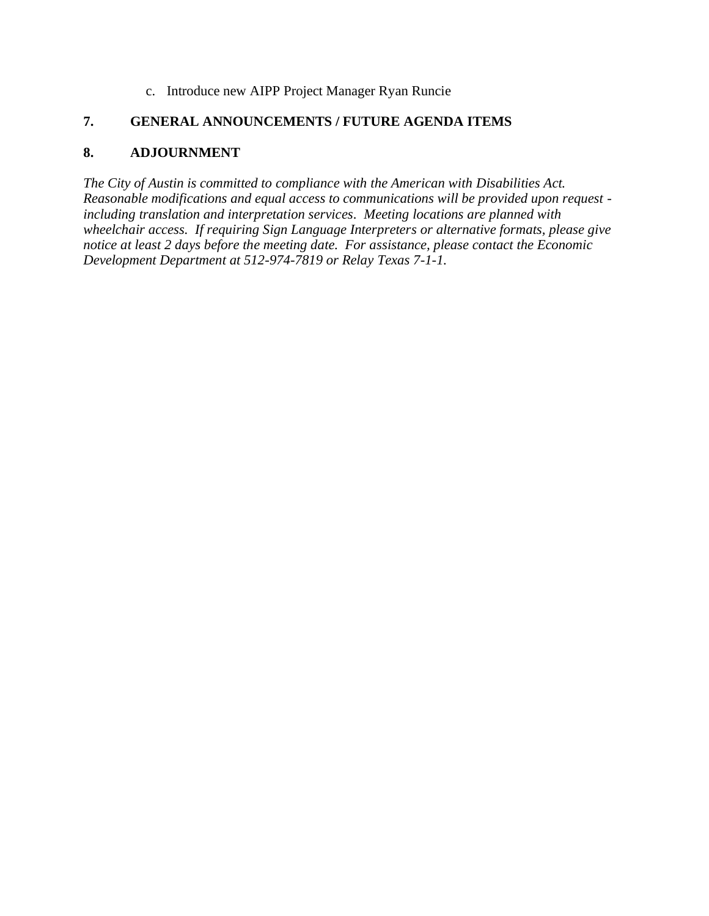c. Introduce new AIPP Project Manager Ryan Runcie

## 7. GENERAL ANNOUNCEMENTS / FUTURE AGENDA ITEMS

## 8. ADJOURNMENT

*The City of Austin is committed to compliance with the American with Disabilities Act. Reasonable modifications and equal access to communications will be provided upon request - including translation and interpretation services. Meeting locations are planned with wheelchair access. If requiring Sign Language Interpreters or alternative formats, please give notice at least 2 days before the meeting date. For assistance, please contact the Economic Development Department at 512-974-7819 or Relay Texas 7-1-1.*